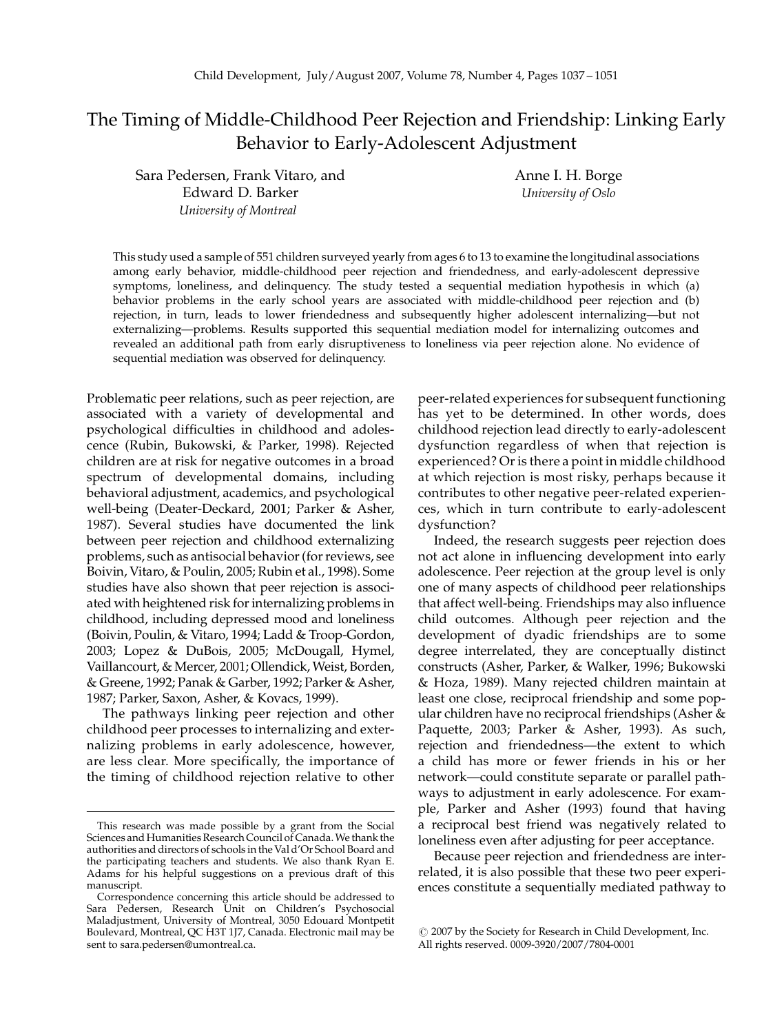# The Timing of Middle-Childhood Peer Rejection and Friendship: Linking Early Behavior to Early-Adolescent Adjustment

Sara Pedersen, Frank Vitaro, and Edward D. Barker
*University of Montreal*

Anne I. H. Borge
*University of Oslo*

This study used a sample of 551 children surveyed yearly from ages 6 to 13 to examine the longitudinal associations among early behavior, middle-childhood peer rejection and friendedness, and early-adolescent depressive symptoms, loneliness, and delinquency. The study tested a sequential mediation hypothesis in which (a) behavior problems in the early school years are associated with middle-childhood peer rejection and (b) rejection, in turn, leads to lower friendedness and subsequently higher adolescent internalizing—but not externalizing—problems. Results supported this sequential mediation model for internalizing outcomes and revealed an additional path from early disruptiveness to loneliness via peer rejection alone. No evidence of sequential mediation was observed for delinquency.

Problematic peer relations, such as peer rejection, are associated with a variety of developmental and psychological difficulties in childhood and adolescence (Rubin, Bukowski, & Parker, 1998). Rejected children are at risk for negative outcomes in a broad spectrum of developmental domains, including behavioral adjustment, academics, and psychological well-being (Deater-Deckard, 2001; Parker & Asher, 1987). Several studies have documented the link between peer rejection and childhood externalizing problems, such as antisocial behavior (for reviews, see Boivin, Vitaro, & Poulin, 2005; Rubin et al., 1998). Some studies have also shown that peer rejection is associated with heightened risk for internalizing problems in childhood, including depressed mood and loneliness (Boivin, Poulin, & Vitaro, 1994; Ladd & Troop-Gordon, 2003; Lopez & DuBois, 2005; McDougall, Hymel, Vaillancourt, & Mercer, 2001; Ollendick, Weist, Borden, & Greene, 1992; Panak & Garber, 1992; Parker & Asher, 1987; Parker, Saxon, Asher, & Kovacs, 1999).

The pathways linking peer rejection and other childhood peer processes to internalizing and externalizing problems in early adolescence, however, are less clear. More specifically, the importance of the timing of childhood rejection relative to other peer-related experiences for subsequent functioning has yet to be determined. In other words, does childhood rejection lead directly to early-adolescent dysfunction regardless of when that rejection is experienced? Or is there a point in middle childhood at which rejection is most risky, perhaps because it contributes to other negative peer-related experiences, which in turn contribute to early-adolescent dysfunction?

Indeed, the research suggests peer rejection does not act alone in influencing development into early adolescence. Peer rejection at the group level is only one of many aspects of childhood peer relationships that affect well-being. Friendships may also influence child outcomes. Although peer rejection and the development of dyadic friendships are to some degree interrelated, they are conceptually distinct constructs (Asher, Parker, & Walker, 1996; Bukowski & Hoza, 1989). Many rejected children maintain at least one close, reciprocal friendship and some popular children have no reciprocal friendships (Asher & Paquette, 2003; Parker & Asher, 1993). As such, rejection and friendedness—the extent to which a child has more or fewer friends in his or her network—could constitute separate or parallel pathways to adjustment in early adolescence. For example, Parker and Asher (1993) found that having a reciprocal best friend was negatively related to loneliness even after adjusting for peer acceptance.

Because peer rejection and friendedness are interrelated, it is also possible that these two peer experiences constitute a sequentially mediated pathway to

---

This research was made possible by a grant from the Social Sciences and Humanities Research Council of Canada. We thank the authorities and directors of schools in the Val d'Or School Board and the participating teachers and students. We also thank Ryan E. Adams for his helpful suggestions on a previous draft of this manuscript.

Correspondence concerning this article should be addressed to Sara Pedersen, Research Unit on Children's Psychosocial Maladjustment, University of Montreal, 3050 Edouard Montpetit Boulevard, Montreal, QC H3T 1J7, Canada. Electronic mail may be sent to sara.pedersen@umontreal.ca.

© 2007 by the Society for Research in Child Development, Inc. All rights reserved. 0009-3920/2007/7804-0001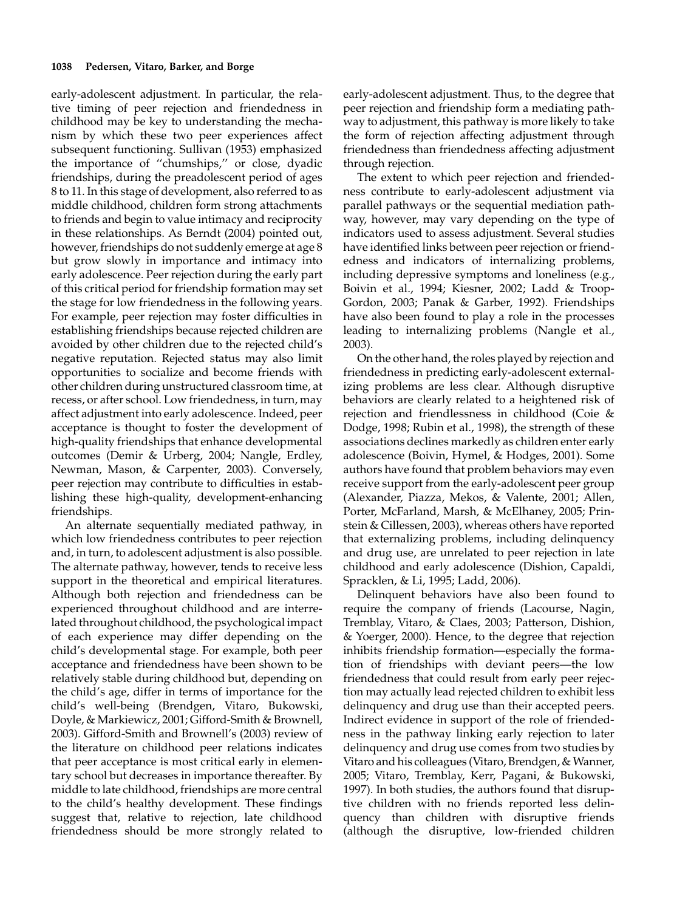early-adolescent adjustment. In particular, the relative timing of peer rejection and friendedness in childhood may be key to understanding the mechanism by which these two peer experiences affect subsequent functioning. Sullivan (1953) emphasized the importance of ''chumships,'' or close, dyadic friendships, during the preadolescent period of ages 8 to 11. In this stage of development, also referred to as middle childhood, children form strong attachments to friends and begin to value intimacy and reciprocity in these relationships. As Berndt (2004) pointed out, however, friendships do not suddenly emerge at age 8 but grow slowly in importance and intimacy into early adolescence. Peer rejection during the early part of this critical period for friendship formation may set the stage for low friendedness in the following years. For example, peer rejection may foster difficulties in establishing friendships because rejected children are avoided by other children due to the rejected child's negative reputation. Rejected status may also limit opportunities to socialize and become friends with other children during unstructured classroom time, at recess, or after school. Low friendedness, in turn, may affect adjustment into early adolescence. Indeed, peer acceptance is thought to foster the development of high-quality friendships that enhance developmental outcomes (Demir & Urberg, 2004; Nangle, Erdley, Newman, Mason, & Carpenter, 2003). Conversely, peer rejection may contribute to difficulties in establishing these high-quality, development-enhancing friendships.

An alternate sequentially mediated pathway, in which low friendedness contributes to peer rejection and, in turn, to adolescent adjustment is also possible. The alternate pathway, however, tends to receive less support in the theoretical and empirical literatures. Although both rejection and friendedness can be experienced throughout childhood and are interrelated throughout childhood, the psychological impact of each experience may differ depending on the child's developmental stage. For example, both peer acceptance and friendedness have been shown to be relatively stable during childhood but, depending on the child's age, differ in terms of importance for the child's well-being (Brendgen, Vitaro, Bukowski, Doyle, & Markiewicz, 2001; Gifford-Smith & Brownell, 2003). Gifford-Smith and Brownell's (2003) review of the literature on childhood peer relations indicates that peer acceptance is most critical early in elementary school but decreases in importance thereafter. By middle to late childhood, friendships are more central to the child's healthy development. These findings suggest that, relative to rejection, late childhood friendedness should be more strongly related to early-adolescent adjustment. Thus, to the degree that peer rejection and friendship form a mediating pathway to adjustment, this pathway is more likely to take the form of rejection affecting adjustment through friendedness than friendedness affecting adjustment through rejection.

The extent to which peer rejection and friendedness contribute to early-adolescent adjustment via parallel pathways or the sequential mediation pathway, however, may vary depending on the type of indicators used to assess adjustment. Several studies have identified links between peer rejection or friendedness and indicators of internalizing problems, including depressive symptoms and loneliness (e.g., Boivin et al., 1994; Kiesner, 2002; Ladd & Troop-Gordon, 2003; Panak & Garber, 1992). Friendships have also been found to play a role in the processes leading to internalizing problems (Nangle et al., 2003).

On the other hand, the roles played by rejection and friendedness in predicting early-adolescent externalizing problems are less clear. Although disruptive behaviors are clearly related to a heightened risk of rejection and friendlessness in childhood (Coie & Dodge, 1998; Rubin et al., 1998), the strength of these associations declines markedly as children enter early adolescence (Boivin, Hymel, & Hodges, 2001). Some authors have found that problem behaviors may even receive support from the early-adolescent peer group (Alexander, Piazza, Mekos, & Valente, 2001; Allen, Porter, McFarland, Marsh, & McElhaney, 2005; Prinstein & Cillessen, 2003), whereas others have reported that externalizing problems, including delinquency and drug use, are unrelated to peer rejection in late childhood and early adolescence (Dishion, Capaldi, Spracklen, & Li, 1995; Ladd, 2006).

Delinquent behaviors have also been found to require the company of friends (Lacourse, Nagin, Tremblay, Vitaro, & Claes, 2003; Patterson, Dishion, & Yoerger, 2000). Hence, to the degree that rejection inhibits friendship formation—especially the formation of friendships with deviant peers—the low friendedness that could result from early peer rejection may actually lead rejected children to exhibit less delinquency and drug use than their accepted peers. Indirect evidence in support of the role of friendedness in the pathway linking early rejection to later delinquency and drug use comes from two studies by Vitaro and his colleagues (Vitaro, Brendgen, & Wanner, 2005; Vitaro, Tremblay, Kerr, Pagani, & Bukowski, 1997). In both studies, the authors found that disruptive children with no friends reported less delinquency than children with disruptive friends (although the disruptive, low-friended children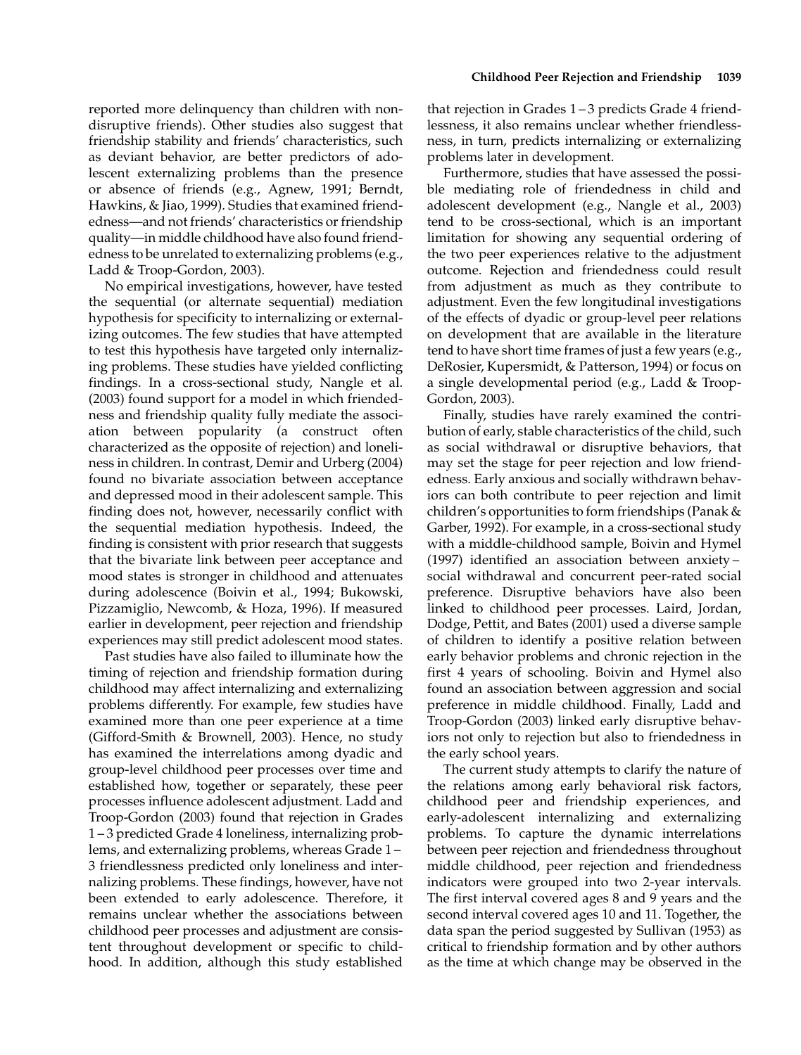reported more delinquency than children with nondisruptive friends). Other studies also suggest that friendship stability and friends' characteristics, such as deviant behavior, are better predictors of adolescent externalizing problems than the presence or absence of friends (e.g., Agnew, 1991; Berndt, Hawkins, & Jiao, 1999). Studies that examined friendedness—and not friends' characteristics or friendship quality—in middle childhood have also found friendedness to be unrelated to externalizing problems (e.g., Ladd & Troop-Gordon, 2003).

No empirical investigations, however, have tested the sequential (or alternate sequential) mediation hypothesis for specificity to internalizing or externalizing outcomes. The few studies that have attempted to test this hypothesis have targeted only internalizing problems. These studies have yielded conflicting findings. In a cross-sectional study, Nangle et al. (2003) found support for a model in which friendedness and friendship quality fully mediate the association between popularity (a construct often characterized as the opposite of rejection) and loneliness in children. In contrast, Demir and Urberg (2004) found no bivariate association between acceptance and depressed mood in their adolescent sample. This finding does not, however, necessarily conflict with the sequential mediation hypothesis. Indeed, the finding is consistent with prior research that suggests that the bivariate link between peer acceptance and mood states is stronger in childhood and attenuates during adolescence (Boivin et al., 1994; Bukowski, Pizzamiglio, Newcomb, & Hoza, 1996). If measured earlier in development, peer rejection and friendship experiences may still predict adolescent mood states.

Past studies have also failed to illuminate how the timing of rejection and friendship formation during childhood may affect internalizing and externalizing problems differently. For example, few studies have examined more than one peer experience at a time (Gifford-Smith & Brownell, 2003). Hence, no study has examined the interrelations among dyadic and group-level childhood peer processes over time and established how, together or separately, these peer processes influence adolescent adjustment. Ladd and Troop-Gordon (2003) found that rejection in Grades 1 – 3 predicted Grade 4 loneliness, internalizing problems, and externalizing problems, whereas Grade 1 – 3 friendlessness predicted only loneliness and internalizing problems. These findings, however, have not been extended to early adolescence. Therefore, it remains unclear whether the associations between childhood peer processes and adjustment are consistent throughout development or specific to childhood. In addition, although this study established that rejection in Grades 1 – 3 predicts Grade 4 friendlessness, it also remains unclear whether friendlessness, in turn, predicts internalizing or externalizing problems later in development.

Furthermore, studies that have assessed the possible mediating role of friendedness in child and adolescent development (e.g., Nangle et al., 2003) tend to be cross-sectional, which is an important limitation for showing any sequential ordering of the two peer experiences relative to the adjustment outcome. Rejection and friendedness could result from adjustment as much as they contribute to adjustment. Even the few longitudinal investigations of the effects of dyadic or group-level peer relations on development that are available in the literature tend to have short time frames of just a few years (e.g., DeRosier, Kupersmidt, & Patterson, 1994) or focus on a single developmental period (e.g., Ladd & Troop-Gordon, 2003).

Finally, studies have rarely examined the contribution of early, stable characteristics of the child, such as social withdrawal or disruptive behaviors, that may set the stage for peer rejection and low friendedness. Early anxious and socially withdrawn behaviors can both contribute to peer rejection and limit children's opportunities to form friendships (Panak & Garber, 1992). For example, in a cross-sectional study with a middle-childhood sample, Boivin and Hymel (1997) identified an association between anxiety – social withdrawal and concurrent peer-rated social preference. Disruptive behaviors have also been linked to childhood peer processes. Laird, Jordan, Dodge, Pettit, and Bates (2001) used a diverse sample of children to identify a positive relation between early behavior problems and chronic rejection in the first 4 years of schooling. Boivin and Hymel also found an association between aggression and social preference in middle childhood. Finally, Ladd and Troop-Gordon (2003) linked early disruptive behaviors not only to rejection but also to friendedness in the early school years.

The current study attempts to clarify the nature of the relations among early behavioral risk factors, childhood peer and friendship experiences, and early-adolescent internalizing and externalizing problems. To capture the dynamic interrelations between peer rejection and friendedness throughout middle childhood, peer rejection and friendedness indicators were grouped into two 2-year intervals. The first interval covered ages 8 and 9 years and the second interval covered ages 10 and 11. Together, the data span the period suggested by Sullivan (1953) as critical to friendship formation and by other authors as the time at which change may be observed in the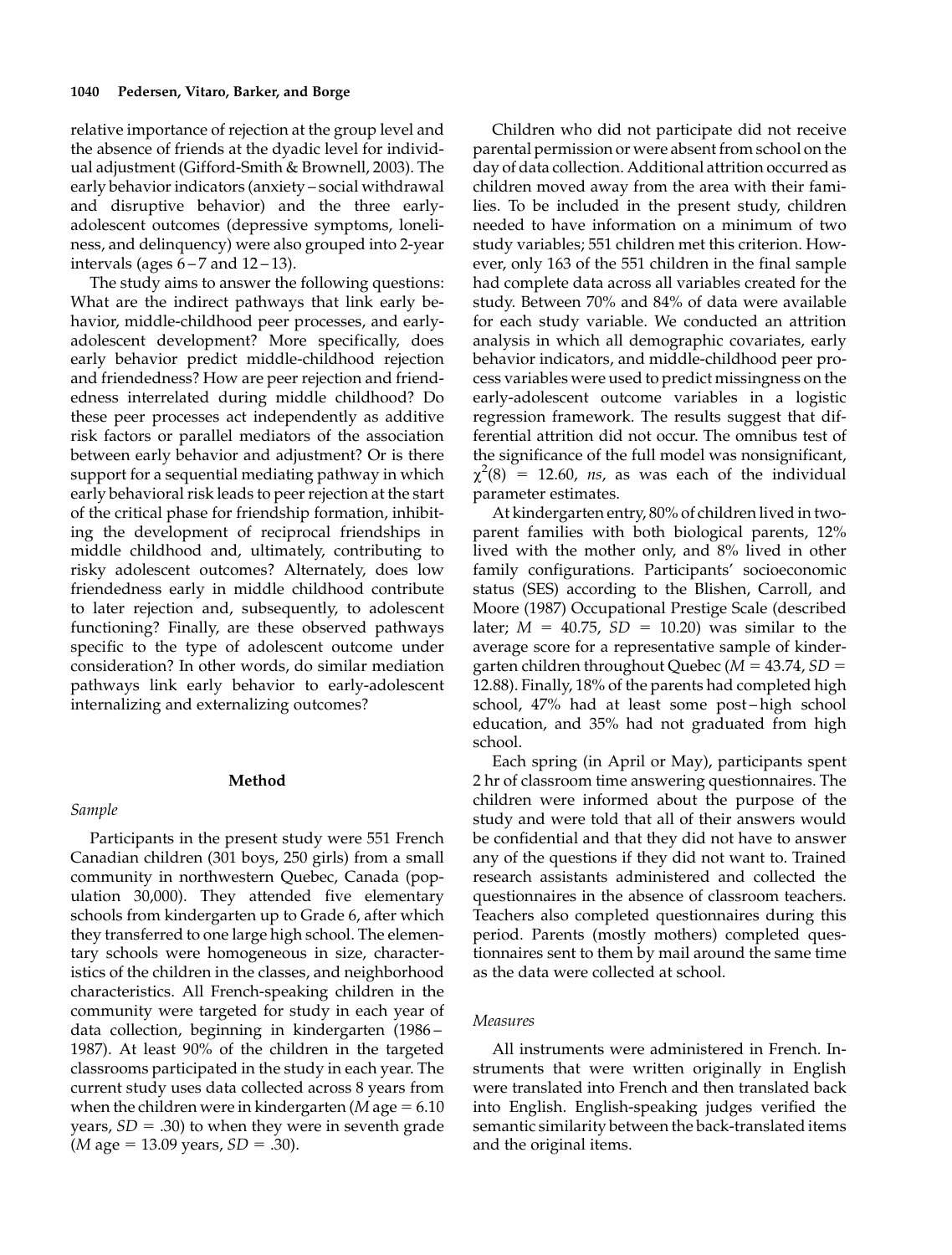relative importance of rejection at the group level and the absence of friends at the dyadic level for individual adjustment (Gifford-Smith & Brownell, 2003). The early behavior indicators (anxiety – social withdrawal and disruptive behavior) and the three early-adolescent outcomes (depressive symptoms, loneliness, and delinquency) were also grouped into 2-year intervals (ages 6 – 7 and 12 – 13).

The study aims to answer the following questions: What are the indirect pathways that link early behavior, middle-childhood peer processes, and early-adolescent development? More specifically, does early behavior predict middle-childhood rejection and friendedness? How are peer rejection and friendedness interrelated during middle childhood? Do these peer processes act independently as additive risk factors or parallel mediators of the association between early behavior and adjustment? Or is there support for a sequential mediating pathway in which early behavioral risk leads to peer rejection at the start of the critical phase for friendship formation, inhibiting the development of reciprocal friendships in middle childhood and, ultimately, contributing to risky adolescent outcomes? Alternately, does low friendedness early in middle childhood contribute to later rejection and, subsequently, to adolescent functioning? Finally, are these observed pathways specific to the type of adolescent outcome under consideration? In other words, do similar mediation pathways link early behavior to early-adolescent internalizing and externalizing outcomes?

## Method

### *Sample*

Participants in the present study were 551 French Canadian children (301 boys, 250 girls) from a small community in northwestern Quebec, Canada (population 30,000). They attended five elementary schools from kindergarten up to Grade 6, after which they transferred to one large high school. The elementary schools were homogeneous in size, characteristics of the children in the classes, and neighborhood characteristics. All French-speaking children in the community were targeted for study in each year of data collection, beginning in kindergarten (1986 – 1987). At least 90% of the children in the targeted classrooms participated in the study in each year. The current study uses data collected across 8 years from when the children were in kindergarten (*M* age = 6.10 years, *SD* = .30) to when they were in seventh grade (*M* age = 13.09 years, *SD* = .30).

Children who did not participate did not receive parental permission or were absent from school on the day of data collection. Additional attrition occurred as children moved away from the area with their families. To be included in the present study, children needed to have information on a minimum of two study variables; 551 children met this criterion. However, only 163 of the 551 children in the final sample had complete data across all variables created for the study. Between 70% and 84% of data were available for each study variable. We conducted an attrition analysis in which all demographic covariates, early behavior indicators, and middle-childhood peer process variables were used to predict missingness on the early-adolescent outcome variables in a logistic regression framework. The results suggest that differential attrition did not occur. The omnibus test of the significance of the full model was nonsignificant, $\chi^2(8) = 12.60$, *ns*, as was each of the individual parameter estimates.

At kindergarten entry, 80% of children lived in two-parent families with both biological parents, 12% lived with the mother only, and 8% lived in other family configurations. Participants' socioeconomic status (SES) according to the Blishen, Carroll, and Moore (1987) Occupational Prestige Scale (described later; *M* = 40.75, *SD* = 10.20) was similar to the average score for a representative sample of kindergarten children throughout Quebec (*M* = 43.74, *SD* = 12.88). Finally, 18% of the parents had completed high school, 47% had at least some post – high school education, and 35% had not graduated from high school.

Each spring (in April or May), participants spent 2 hr of classroom time answering questionnaires. The children were informed about the purpose of the study and were told that all of their answers would be confidential and that they did not have to answer any of the questions if they did not want to. Trained research assistants administered and collected the questionnaires in the absence of classroom teachers. Teachers also completed questionnaires during this period. Parents (mostly mothers) completed questionnaires sent to them by mail around the same time as the data were collected at school.

### *Measures*

All instruments were administered in French. Instruments that were written originally in English were translated into French and then translated back into English. English-speaking judges verified the semantic similarity between the back-translated items and the original items.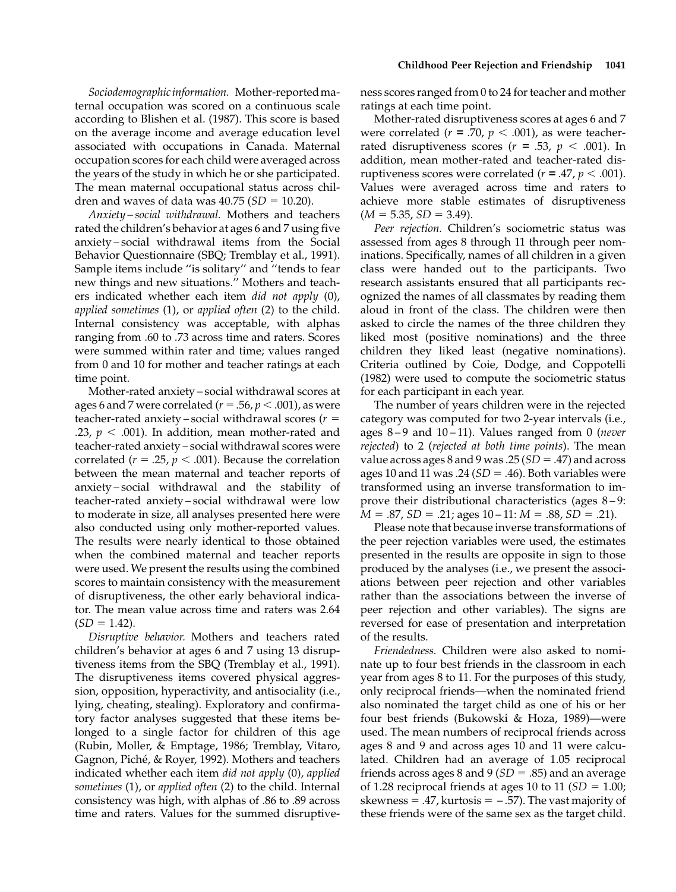*Sociodemographic information.* Mother-reported maternal occupation was scored on a continuous scale according to Blishen et al. (1987). This score is based on the average income and average education level associated with occupations in Canada. Maternal occupation scores for each child were averaged across the years of the study in which he or she participated. The mean maternal occupational status across children and waves of data was 40.75 ($SD = 10.20$).

*Anxiety–social withdrawal.* Mothers and teachers rated the children's behavior at ages 6 and 7 using five anxiety–social withdrawal items from the Social Behavior Questionnaire (SBQ; Tremblay et al., 1991). Sample items include "is solitary" and "tends to fear new things and new situations." Mothers and teachers indicated whether each item *did not apply* (0), *applied sometimes* (1), or *applied often* (2) to the child. Internal consistency was acceptable, with alphas ranging from .60 to .73 across time and raters. Scores were summed within rater and time; values ranged from 0 and 10 for mother and teacher ratings at each time point.

Mother-rated anxiety–social withdrawal scores at ages 6 and 7 were correlated ($r = .56$, $p < .001$), as were teacher-rated anxiety–social withdrawal scores ($r = .23$, $p < .001$). In addition, mean mother-rated and teacher-rated anxiety–social withdrawal scores were correlated ($r = .25$, $p < .001$). Because the correlation between the mean maternal and teacher reports of anxiety–social withdrawal and the stability of teacher-rated anxiety–social withdrawal were low to moderate in size, all analyses presented here were also conducted using only mother-reported values. The results were nearly identical to those obtained when the combined maternal and teacher reports were used. We present the results using the combined scores to maintain consistency with the measurement of disruptiveness, the other early behavioral indicator. The mean value across time and raters was 2.64 ($SD = 1.42$).

*Disruptive behavior.* Mothers and teachers rated children's behavior at ages 6 and 7 using 13 disruptiveness items from the SBQ (Tremblay et al., 1991). The disruptiveness items covered physical aggression, opposition, hyperactivity, and antisociality (i.e., lying, cheating, stealing). Exploratory and confirmatory factor analyses suggested that these items belonged to a single factor for children of this age (Rubin, Moller, & Emptage, 1986; Tremblay, Vitaro, Gagnon, Piché, & Royer, 1992). Mothers and teachers indicated whether each item *did not apply* (0), *applied sometimes* (1), or *applied often* (2) to the child. Internal consistency was high, with alphas of .86 to .89 across time and raters. Values for the summed disruptiveness scores ranged from 0 to 24 for teacher and mother ratings at each time point.

Mother-rated disruptiveness scores at ages 6 and 7 were correlated ($r = .70$, $p < .001$), as were teacher-rated disruptiveness scores ($r = .53$, $p < .001$). In addition, mean mother-rated and teacher-rated disruptiveness scores were correlated ($r = .47$, $p < .001$). Values were averaged across time and raters to achieve more stable estimates of disruptiveness ($M = 5.35$, $SD = 3.49$).

*Peer rejection.* Children's sociometric status was assessed from ages 8 through 11 through peer nominations. Specifically, names of all children in a given class were handed out to the participants. Two research assistants ensured that all participants recognized the names of all classmates by reading them aloud in front of the class. The children were then asked to circle the names of the three children they liked most (positive nominations) and the three children they liked least (negative nominations). Criteria outlined by Coie, Dodge, and Coppotelli (1982) were used to compute the sociometric status for each participant in each year.

The number of years children were in the rejected category was computed for two 2-year intervals (i.e., ages 8–9 and 10–11). Values ranged from 0 (*never rejected*) to 2 (*rejected at both time points*). The mean value across ages 8 and 9 was .25 ($SD = .47$) and across ages 10 and 11 was .24 ($SD = .46$). Both variables were transformed using an inverse transformation to improve their distributional characteristics (ages 8–9: $M = .87$, $SD = .21$; ages 10–11: $M = .88$, $SD = .21$).

Please note that because inverse transformations of the peer rejection variables were used, the estimates presented in the results are opposite in sign to those produced by the analyses (i.e., we present the associations between peer rejection and other variables rather than the associations between the inverse of peer rejection and other variables). The signs are reversed for ease of presentation and interpretation of the results.

*Friendedness.* Children were also asked to nominate up to four best friends in the classroom in each year from ages 8 to 11. For the purposes of this study, only reciprocal friends—when the nominated friend also nominated the target child as one of his or her four best friends (Bukowski & Hoza, 1989)—were used. The mean numbers of reciprocal friends across ages 8 and 9 and across ages 10 and 11 were calculated. Children had an average of 1.05 reciprocal friends across ages 8 and 9 ($SD = .85$) and an average of 1.28 reciprocal friends at ages 10 to 11 ($SD = 1.00$; skewness $= .47$, kurtosis $= -.57$). The vast majority of these friends were of the same sex as the target child.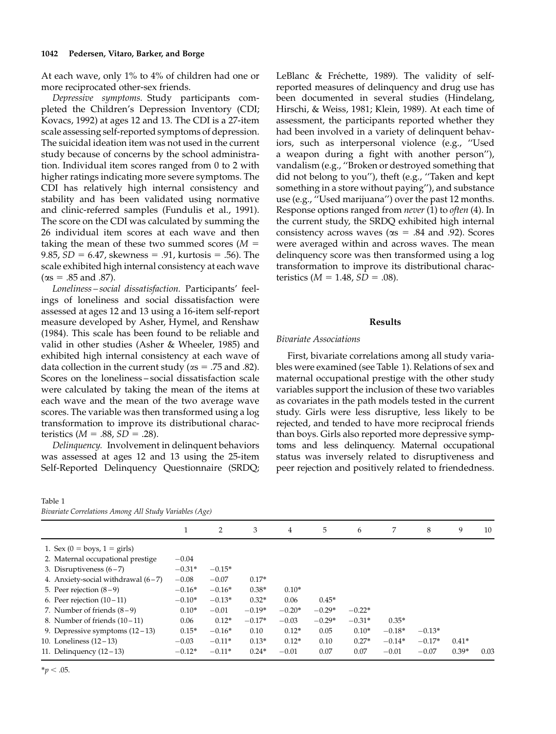At each wave, only 1% to 4% of children had one or more reciprocated other-sex friends.

*Depressive symptoms.* Study participants completed the Children's Depression Inventory (CDI; Kovacs, 1992) at ages 12 and 13. The CDI is a 27-item scale assessing self-reported symptoms of depression. The suicidal ideation item was not used in the current study because of concerns by the school administration. Individual item scores ranged from 0 to 2 with higher ratings indicating more severe symptoms. The CDI has relatively high internal consistency and stability and has been validated using normative and clinic-referred samples (Fundulis et al., 1991). The score on the CDI was calculated by summing the 26 individual item scores at each wave and then taking the mean of these two summed scores ($M$ = 9.85, $SD$ = 6.47, skewness = .91, kurtosis = .56). The scale exhibited high internal consistency at each wave ($\alpha$s = .85 and .87).

*Loneliness–social dissatisfaction.* Participants' feelings of loneliness and social dissatisfaction were assessed at ages 12 and 13 using a 16-item self-report measure developed by Asher, Hymel, and Renshaw (1984). This scale has been found to be reliable and valid in other studies (Asher & Wheeler, 1985) and exhibited high internal consistency at each wave of data collection in the current study ($\alpha$s = .75 and .82). Scores on the loneliness–social dissatisfaction scale were calculated by taking the mean of the items at each wave and the mean of the two average wave scores. The variable was then transformed using a log transformation to improve its distributional characteristics ($M$ = .88, $SD$ = .28).

*Delinquency.* Involvement in delinquent behaviors was assessed at ages 12 and 13 using the 25-item Self-Reported Delinquency Questionnaire (SRDQ; LeBlanc & Fréchette, 1989). The validity of self-reported measures of delinquency and drug use has been documented in several studies (Hindelang, Hirschi, & Weiss, 1981; Klein, 1989). At each time of assessment, the participants reported whether they had been involved in a variety of delinquent behaviors, such as interpersonal violence (e.g., ''Used a weapon during a fight with another person''), vandalism (e.g., ''Broken or destroyed something that did not belong to you''), theft (e.g., ''Taken and kept something in a store without paying''), and substance use (e.g., ''Used marijuana'') over the past 12 months. Response options ranged from *never* (1) to *often* (4). In the current study, the SRDQ exhibited high internal consistency across waves ($\alpha$s = .84 and .92). Scores were averaged within and across waves. The mean delinquency score was then transformed using a log transformation to improve its distributional characteristics ($M$ = 1.48, $SD$ = .08).

## Results

### *Bivariate Associations*

First, bivariate correlations among all study variables were examined (see Table 1). Relations of sex and maternal occupational prestige with the other study variables support the inclusion of these two variables as covariates in the path models tested in the current study. Girls were less disruptive, less likely to be rejected, and tended to have more reciprocal friends than boys. Girls also reported more depressive symptoms and less delinquency. Maternal occupational status was inversely related to disruptiveness and peer rejection and positively related to friendedness.

Table 1
*Bivariate Correlations Among All Study Variables (Age)*

| | 1 | 2 | 3 | 4 | 5 | 6 | 7 | 8 | 9 | 10 |
|---|---|---|---|---|---|---|---|---|---|---|
| 1. Sex (0 = boys, 1 = girls) | | | | | | | | | | |
| 2. Maternal occupational prestige | −0.04 | | | | | | | | | |
| 3. Disruptiveness (6–7) | −0.31* | −0.15* | | | | | | | | |
| 4. Anxiety-social withdrawal (6–7) | −0.08 | −0.07 | 0.17* | | | | | | | |
| 5. Peer rejection (8–9) | −0.16* | −0.16* | 0.38* | 0.10* | | | | | | |
| 6. Peer rejection (10–11) | −0.10* | −0.13* | 0.32* | 0.06 | 0.45* | | | | | |
| 7. Number of friends (8–9) | 0.10* | −0.01 | −0.19* | −0.20* | −0.29* | −0.22* | | | | |
| 8. Number of friends (10–11) | 0.06 | 0.12* | −0.17* | −0.03 | −0.29* | −0.31* | 0.35* | | | |
| 9. Depressive symptoms (12–13) | 0.15* | −0.16* | 0.10 | 0.12* | 0.05 | 0.10* | −0.18* | −0.13* | | |
| 10. Loneliness (12–13) | −0.03 | −0.11* | 0.13* | 0.12* | 0.10 | 0.27* | −0.14* | −0.17* | 0.41* | |
| 11. Delinquency (12–13) | −0.12* | −0.11* | 0.24* | −0.01 | 0.07 | 0.07 | −0.01 | −0.07 | 0.39* | 0.03 |

*$p < .05$.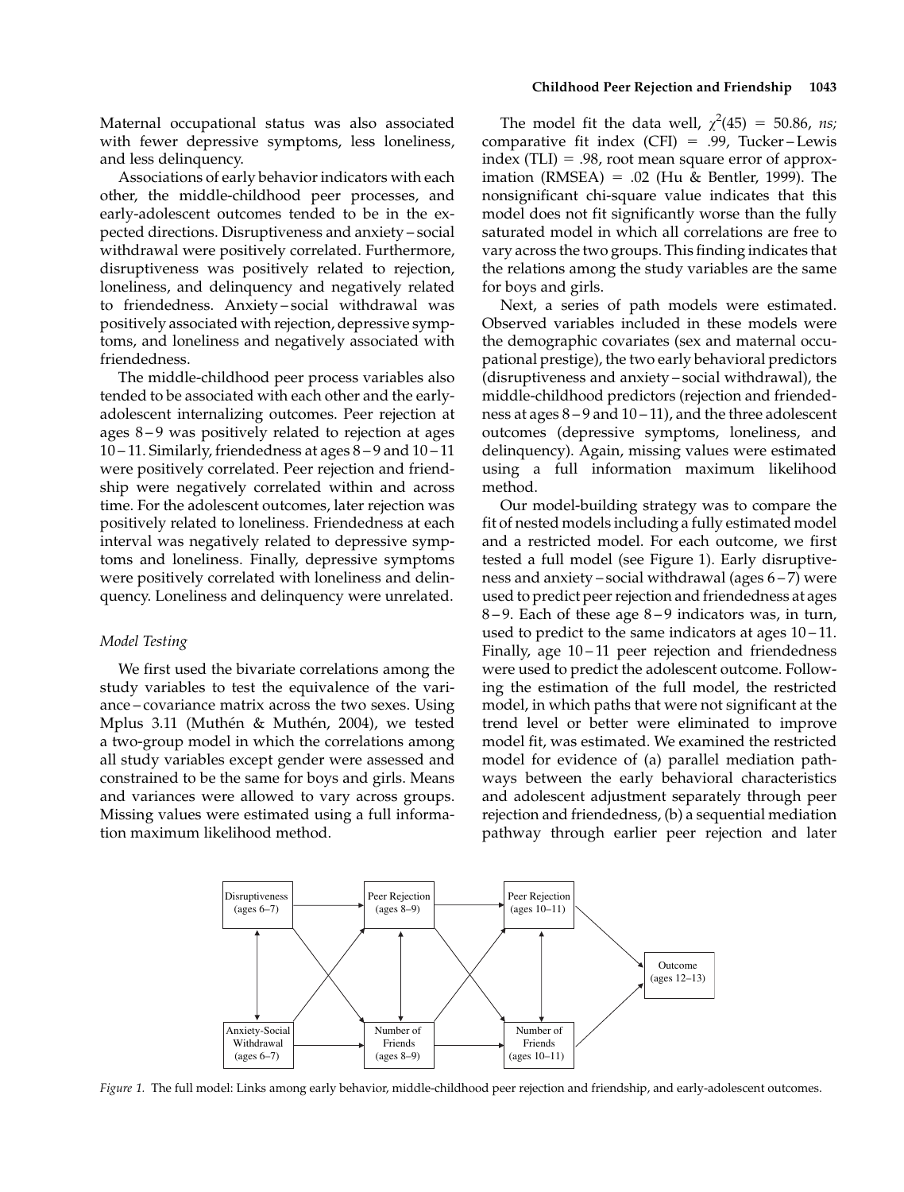Maternal occupational status was also associated with fewer depressive symptoms, less loneliness, and less delinquency.

Associations of early behavior indicators with each other, the middle-childhood peer processes, and early-adolescent outcomes tended to be in the expected directions. Disruptiveness and anxiety – social withdrawal were positively correlated. Furthermore, disruptiveness was positively related to rejection, loneliness, and delinquency and negatively related to friendedness. Anxiety – social withdrawal was positively associated with rejection, depressive symptoms, and loneliness and negatively associated with friendedness.

The middle-childhood peer process variables also tended to be associated with each other and the early-adolescent internalizing outcomes. Peer rejection at ages 8 – 9 was positively related to rejection at ages 10 – 11. Similarly, friendedness at ages 8 – 9 and 10 – 11 were positively correlated. Peer rejection and friendship were negatively correlated within and across time. For the adolescent outcomes, later rejection was positively related to loneliness. Friendedness at each interval was negatively related to depressive symptoms and loneliness. Finally, depressive symptoms were positively correlated with loneliness and delinquency. Loneliness and delinquency were unrelated.

### Model Testing

We first used the bivariate correlations among the study variables to test the equivalence of the variance – covariance matrix across the two sexes. Using Mplus 3.11 (Muthén & Muthén, 2004), we tested a two-group model in which the correlations among all study variables except gender were assessed and constrained to be the same for boys and girls. Means and variances were allowed to vary across groups. Missing values were estimated using a full information maximum likelihood method.

The model fit the data well, $\chi^2(45) = 50.86$, *ns;* comparative fit index (CFI) = .99, Tucker – Lewis index (TLI) = .98, root mean square error of approximation (RMSEA) = .02 (Hu & Bentler, 1999). The nonsignificant chi-square value indicates that this model does not fit significantly worse than the fully saturated model in which all correlations are free to vary across the two groups. This finding indicates that the relations among the study variables are the same for boys and girls.

Next, a series of path models were estimated. Observed variables included in these models were the demographic covariates (sex and maternal occupational prestige), the two early behavioral predictors (disruptiveness and anxiety – social withdrawal), the middle-childhood predictors (rejection and friendedness at ages 8 – 9 and 10 – 11), and the three adolescent outcomes (depressive symptoms, loneliness, and delinquency). Again, missing values were estimated using a full information maximum likelihood method.

Our model-building strategy was to compare the fit of nested models including a fully estimated model and a restricted model. For each outcome, we first tested a full model (see Figure 1). Early disruptiveness and anxiety – social withdrawal (ages 6 – 7) were used to predict peer rejection and friendedness at ages 8 – 9. Each of these age 8 – 9 indicators was, in turn, used to predict to the same indicators at ages 10 – 11. Finally, age 10 – 11 peer rejection and friendedness were used to predict the adolescent outcome. Following the estimation of the full model, the restricted model, in which paths that were not significant at the trend level or better were eliminated to improve model fit, was estimated. We examined the restricted model for evidence of (a) parallel mediation pathways between the early behavioral characteristics and adolescent adjustment separately through peer rejection and friendedness, (b) a sequential mediation pathway through earlier peer rejection and later

*Figure 1.* The full model: Links among early behavior, middle-childhood peer rejection and friendship, and early-adolescent outcomes.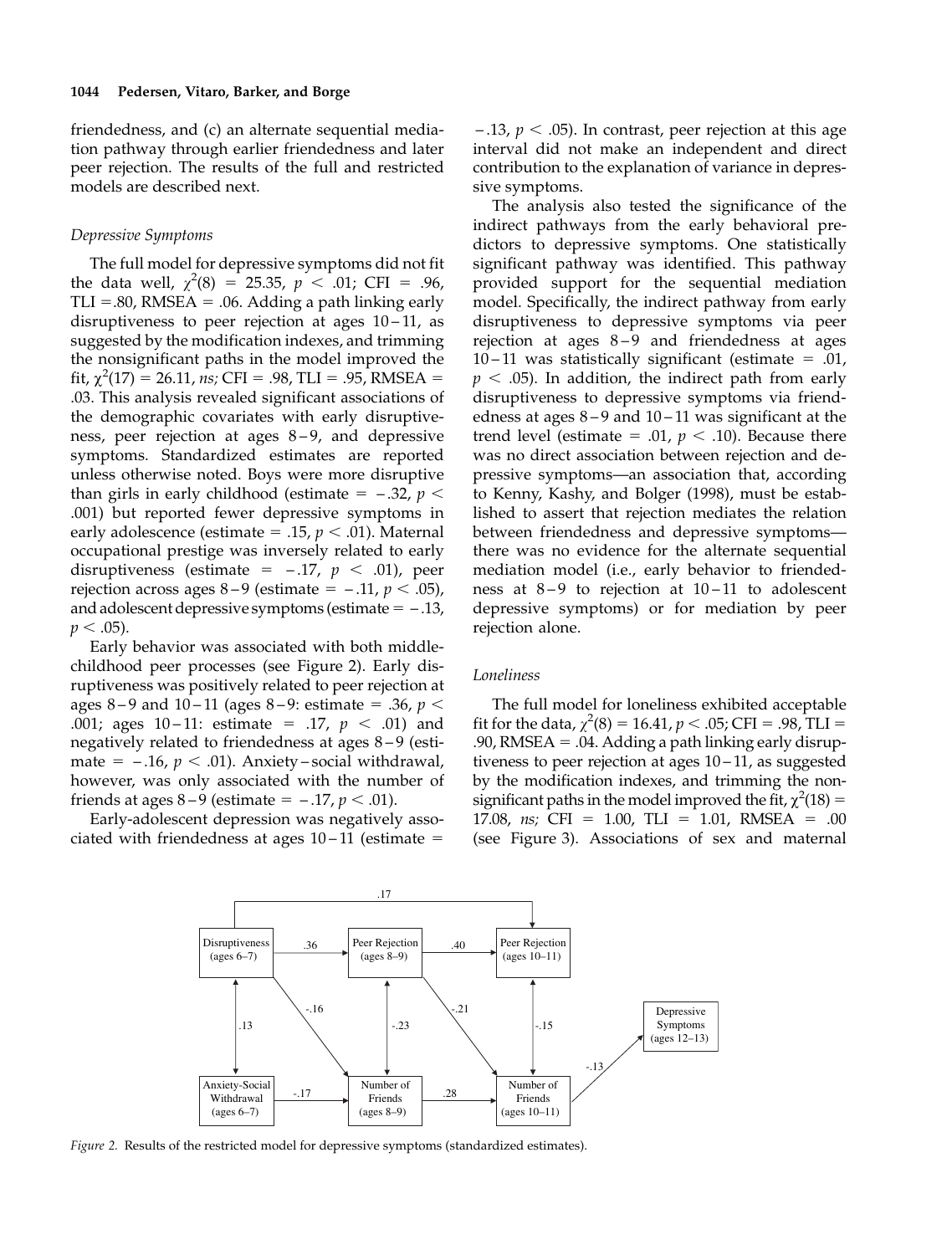friendedness, and (c) an alternate sequential mediation pathway through earlier friendedness and later peer rejection. The results of the full and restricted models are described next.

### *Depressive Symptoms*

The full model for depressive symptoms did not fit the data well, $\chi^2(8) = 25.35$, $p < .01$; CFI = .96, TLI =.80, RMSEA = .06. Adding a path linking early disruptiveness to peer rejection at ages 10–11, as suggested by the modification indexes, and trimming the nonsignificant paths in the model improved the fit, $\chi^2(17) = 26.11$, *ns;* CFI = .98, TLI = .95, RMSEA = .03. This analysis revealed significant associations of the demographic covariates with early disruptiveness, peer rejection at ages 8–9, and depressive symptoms. Standardized estimates are reported unless otherwise noted. Boys were more disruptive than girls in early childhood (estimate = −.32, $p < .001$) but reported fewer depressive symptoms in early adolescence (estimate = .15, $p < .01$). Maternal occupational prestige was inversely related to early disruptiveness (estimate = −.17, $p < .01$), peer rejection across ages 8–9 (estimate = −.11, $p < .05$), and adolescent depressive symptoms (estimate = −.13, $p < .05$).

Early behavior was associated with both middle-childhood peer processes (see Figure 2). Early disruptiveness was positively related to peer rejection at ages 8–9 and 10–11 (ages 8–9: estimate = .36, $p < .001$; ages 10–11: estimate = .17, $p < .01$) and negatively related to friendedness at ages 8–9 (estimate = −.16, $p < .01$). Anxiety–social withdrawal, however, was only associated with the number of friends at ages 8–9 (estimate = −.17, $p < .01$).

Early-adolescent depression was negatively associated with friendedness at ages 10–11 (estimate = −.13, $p < .05$). In contrast, peer rejection at this age interval did not make an independent and direct contribution to the explanation of variance in depressive symptoms.

The analysis also tested the significance of the indirect pathways from the early behavioral predictors to depressive symptoms. One statistically significant pathway was identified. This pathway provided support for the sequential mediation model. Specifically, the indirect pathway from early disruptiveness to depressive symptoms via peer rejection at ages 8–9 and friendedness at ages 10–11 was statistically significant (estimate = .01, $p < .05$). In addition, the indirect path from early disruptiveness to depressive symptoms via friendedness at ages 8–9 and 10–11 was significant at the trend level (estimate = .01, $p < .10$). Because there was no direct association between rejection and depressive symptoms—an association that, according to Kenny, Kashy, and Bolger (1998), must be established to assert that rejection mediates the relation between friendedness and depressive symptoms—there was no evidence for the alternate sequential mediation model (i.e., early behavior to friendedness at 8–9 to rejection at 10–11 to adolescent depressive symptoms) or for mediation by peer rejection alone.

### *Loneliness*

The full model for loneliness exhibited acceptable fit for the data, $\chi^2(8) = 16.41$, $p < .05$; CFI = .98, TLI = .90, RMSEA = .04. Adding a path linking early disruptiveness to peer rejection at ages 10–11, as suggested by the modification indexes, and trimming the nonsignificant paths in the model improved the fit, $\chi^2(18) = 17.08$, *ns;* CFI = 1.00, TLI = 1.01, RMSEA = .00 (see Figure 3). Associations of sex and maternal

*Figure 2.* Results of the restricted model for depressive symptoms (standardized estimates).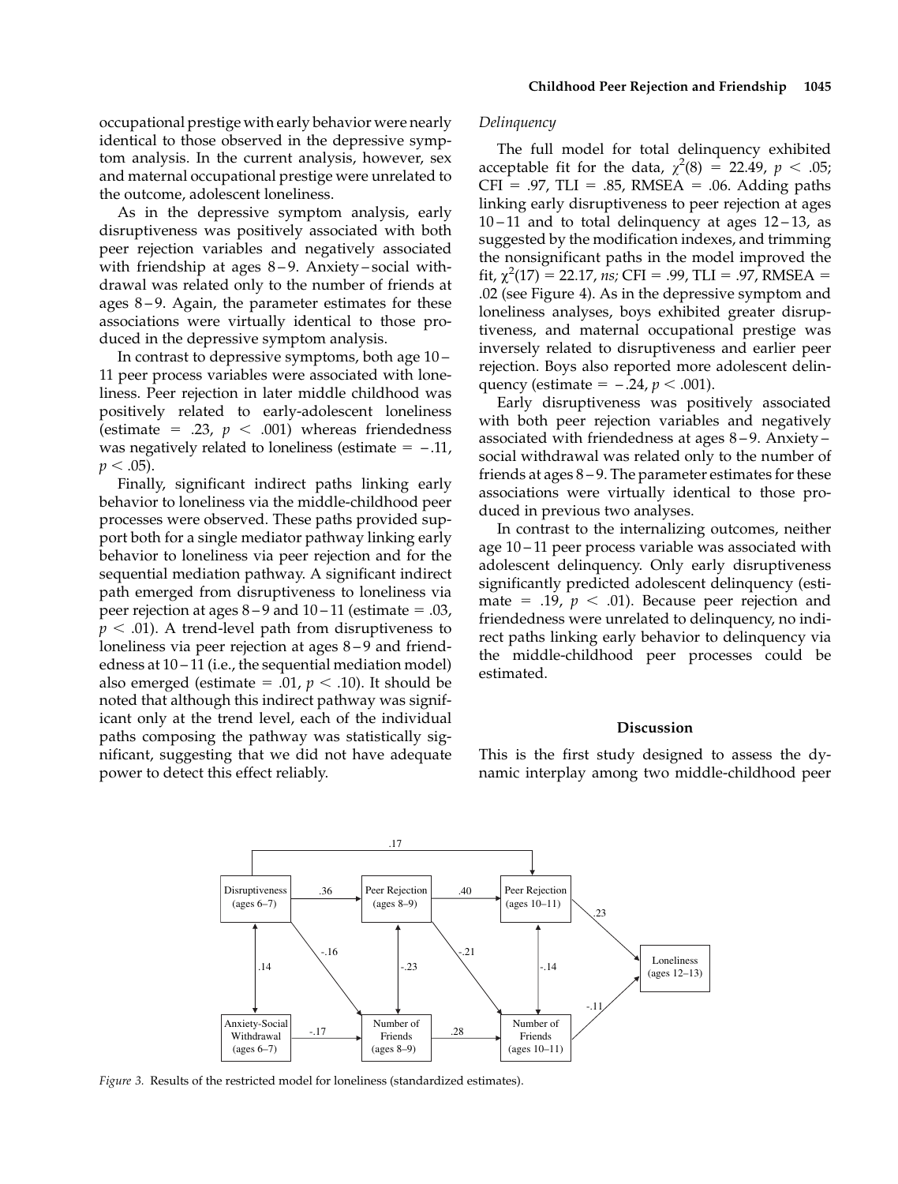occupational prestige with early behavior were nearly identical to those observed in the depressive symptom analysis. In the current analysis, however, sex and maternal occupational prestige were unrelated to the outcome, adolescent loneliness.

As in the depressive symptom analysis, early disruptiveness was positively associated with both peer rejection variables and negatively associated with friendship at ages 8–9. Anxiety–social withdrawal was related only to the number of friends at ages 8–9. Again, the parameter estimates for these associations were virtually identical to those produced in the depressive symptom analysis.

In contrast to depressive symptoms, both age 10–11 peer process variables were associated with loneliness. Peer rejection in later middle childhood was positively related to early-adolescent loneliness (estimate = .23, $p < .001$) whereas friendedness was negatively related to loneliness (estimate = −.11, $p < .05$).

Finally, significant indirect paths linking early behavior to loneliness via the middle-childhood peer processes were observed. These paths provided support both for a single mediator pathway linking early behavior to loneliness via peer rejection and for the sequential mediation pathway. A significant indirect path emerged from disruptiveness to loneliness via peer rejection at ages 8–9 and 10–11 (estimate = .03, $p < .01$). A trend-level path from disruptiveness to loneliness via peer rejection at ages 8–9 and friendedness at 10–11 (i.e., the sequential mediation model) also emerged (estimate = .01, $p < .10$). It should be noted that although this indirect pathway was significant only at the trend level, each of the individual paths composing the pathway was statistically significant, suggesting that we did not have adequate power to detect this effect reliably.

*Delinquency*

The full model for total delinquency exhibited acceptable fit for the data, $\chi^2(8)$ = 22.49, $p < .05$; CFI = .97, TLI = .85, RMSEA = .06. Adding paths linking early disruptiveness to peer rejection at ages 10–11 and to total delinquency at ages 12–13, as suggested by the modification indexes, and trimming the nonsignificant paths in the model improved the fit, $\chi^2(17)$ = 22.17, *ns;* CFI = .99, TLI = .97, RMSEA = .02 (see Figure 4). As in the depressive symptom and loneliness analyses, boys exhibited greater disruptiveness, and maternal occupational prestige was inversely related to disruptiveness and earlier peer rejection. Boys also reported more adolescent delinquency (estimate = −.24, $p < .001$).

Early disruptiveness was positively associated with both peer rejection variables and negatively associated with friendedness at ages 8–9. Anxiety–social withdrawal was related only to the number of friends at ages 8–9. The parameter estimates for these associations were virtually identical to those produced in previous two analyses.

In contrast to the internalizing outcomes, neither age 10–11 peer process variable was associated with adolescent delinquency. Only early disruptiveness significantly predicted adolescent delinquency (estimate = .19, $p < .01$). Because peer rejection and friendedness were unrelated to delinquency, no indirect paths linking early behavior to delinquency via the middle-childhood peer processes could be estimated.

## Discussion

This is the first study designed to assess the dynamic interplay among two middle-childhood peer

*Figure 3.* Results of the restricted model for loneliness (standardized estimates).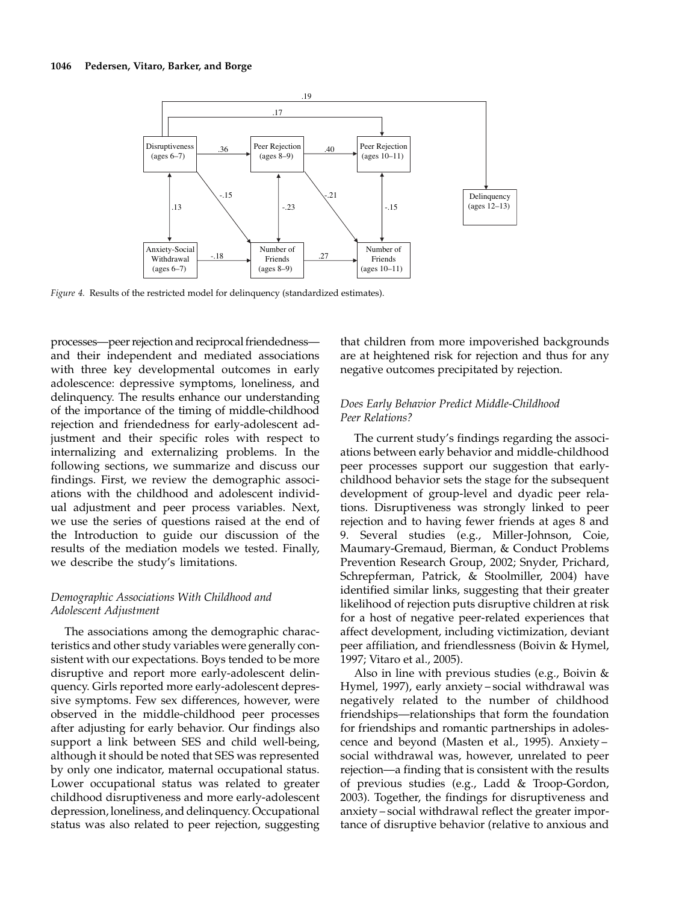*Figure 4.* Results of the restricted model for delinquency (standardized estimates).

processes—peer rejection and reciprocal friendedness—and their independent and mediated associations with three key developmental outcomes in early adolescence: depressive symptoms, loneliness, and delinquency. The results enhance our understanding of the importance of the timing of middle-childhood rejection and friendedness for early-adolescent adjustment and their specific roles with respect to internalizing and externalizing problems. In the following sections, we summarize and discuss our findings. First, we review the demographic associations with the childhood and adolescent individual adjustment and peer process variables. Next, we use the series of questions raised at the end of the Introduction to guide our discussion of the results of the mediation models we tested. Finally, we describe the study's limitations.

### *Demographic Associations With Childhood and Adolescent Adjustment*

The associations among the demographic characteristics and other study variables were generally consistent with our expectations. Boys tended to be more disruptive and report more early-adolescent delinquency. Girls reported more early-adolescent depressive symptoms. Few sex differences, however, were observed in the middle-childhood peer processes after adjusting for early behavior. Our findings also support a link between SES and child well-being, although it should be noted that SES was represented by only one indicator, maternal occupational status. Lower occupational status was related to greater childhood disruptiveness and more early-adolescent depression, loneliness, and delinquency. Occupational status was also related to peer rejection, suggesting that children from more impoverished backgrounds are at heightened risk for rejection and thus for any negative outcomes precipitated by rejection.

### *Does Early Behavior Predict Middle-Childhood Peer Relations?*

The current study's findings regarding the associations between early behavior and middle-childhood peer processes support our suggestion that early-childhood behavior sets the stage for the subsequent development of group-level and dyadic peer relations. Disruptiveness was strongly linked to peer rejection and to having fewer friends at ages 8 and 9. Several studies (e.g., Miller-Johnson, Coie, Maumary-Gremaud, Bierman, & Conduct Problems Prevention Research Group, 2002; Snyder, Prichard, Schrepferman, Patrick, & Stoolmiller, 2004) have identified similar links, suggesting that their greater likelihood of rejection puts disruptive children at risk for a host of negative peer-related experiences that affect development, including victimization, deviant peer affiliation, and friendlessness (Boivin & Hymel, 1997; Vitaro et al., 2005).

Also in line with previous studies (e.g., Boivin & Hymel, 1997), early anxiety – social withdrawal was negatively related to the number of childhood friendships—relationships that form the foundation for friendships and romantic partnerships in adolescence and beyond (Masten et al., 1995). Anxiety – social withdrawal was, however, unrelated to peer rejection—a finding that is consistent with the results of previous studies (e.g., Ladd & Troop-Gordon, 2003). Together, the findings for disruptiveness and anxiety – social withdrawal reflect the greater importance of disruptive behavior (relative to anxious and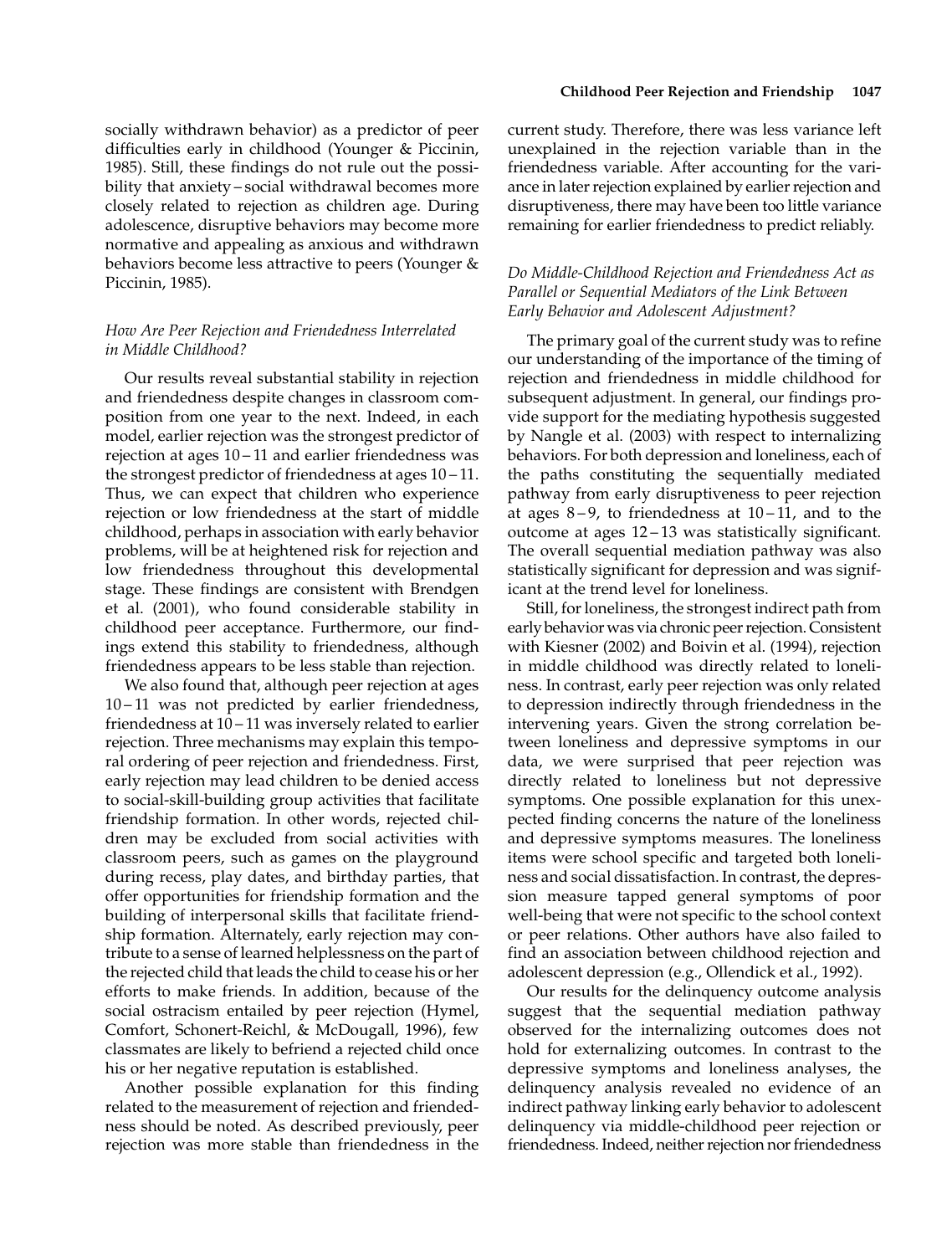socially withdrawn behavior) as a predictor of peer difficulties early in childhood (Younger & Piccinin, 1985). Still, these findings do not rule out the possibility that anxiety – social withdrawal becomes more closely related to rejection as children age. During adolescence, disruptive behaviors may become more normative and appealing as anxious and withdrawn behaviors become less attractive to peers (Younger & Piccinin, 1985).

### *How Are Peer Rejection and Friendedness Interrelated in Middle Childhood?*

Our results reveal substantial stability in rejection and friendedness despite changes in classroom composition from one year to the next. Indeed, in each model, earlier rejection was the strongest predictor of rejection at ages 10 – 11 and earlier friendedness was the strongest predictor of friendedness at ages 10 – 11. Thus, we can expect that children who experience rejection or low friendedness at the start of middle childhood, perhaps in association with early behavior problems, will be at heightened risk for rejection and low friendedness throughout this developmental stage. These findings are consistent with Brendgen et al. (2001), who found considerable stability in childhood peer acceptance. Furthermore, our findings extend this stability to friendedness, although friendedness appears to be less stable than rejection.

We also found that, although peer rejection at ages 10 – 11 was not predicted by earlier friendedness, friendedness at 10 – 11 was inversely related to earlier rejection. Three mechanisms may explain this temporal ordering of peer rejection and friendedness. First, early rejection may lead children to be denied access to social-skill-building group activities that facilitate friendship formation. In other words, rejected children may be excluded from social activities with classroom peers, such as games on the playground during recess, play dates, and birthday parties, that offer opportunities for friendship formation and the building of interpersonal skills that facilitate friendship formation. Alternately, early rejection may contribute to a sense of learned helplessness on the part of the rejected child that leads the child to cease his or her efforts to make friends. In addition, because of the social ostracism entailed by peer rejection (Hymel, Comfort, Schonert-Reichl, & McDougall, 1996), few classmates are likely to befriend a rejected child once his or her negative reputation is established.

Another possible explanation for this finding related to the measurement of rejection and friendedness should be noted. As described previously, peer rejection was more stable than friendedness in the current study. Therefore, there was less variance left unexplained in the rejection variable than in the friendedness variable. After accounting for the variance in later rejection explained by earlier rejection and disruptiveness, there may have been too little variance remaining for earlier friendedness to predict reliably.

### *Do Middle-Childhood Rejection and Friendedness Act as Parallel or Sequential Mediators of the Link Between Early Behavior and Adolescent Adjustment?*

The primary goal of the current study was to refine our understanding of the importance of the timing of rejection and friendedness in middle childhood for subsequent adjustment. In general, our findings provide support for the mediating hypothesis suggested by Nangle et al. (2003) with respect to internalizing behaviors. For both depression and loneliness, each of the paths constituting the sequentially mediated pathway from early disruptiveness to peer rejection at ages 8 – 9, to friendedness at 10 – 11, and to the outcome at ages 12 – 13 was statistically significant. The overall sequential mediation pathway was also statistically significant for depression and was significant at the trend level for loneliness.

Still, for loneliness, the strongest indirect path from early behavior was via chronic peer rejection. Consistent with Kiesner (2002) and Boivin et al. (1994), rejection in middle childhood was directly related to loneliness. In contrast, early peer rejection was only related to depression indirectly through friendedness in the intervening years. Given the strong correlation between loneliness and depressive symptoms in our data, we were surprised that peer rejection was directly related to loneliness but not depressive symptoms. One possible explanation for this unexpected finding concerns the nature of the loneliness and depressive symptoms measures. The loneliness items were school specific and targeted both loneliness and social dissatisfaction. In contrast, the depression measure tapped general symptoms of poor well-being that were not specific to the school context or peer relations. Other authors have also failed to find an association between childhood rejection and adolescent depression (e.g., Ollendick et al., 1992).

Our results for the delinquency outcome analysis suggest that the sequential mediation pathway observed for the internalizing outcomes does not hold for externalizing outcomes. In contrast to the depressive symptoms and loneliness analyses, the delinquency analysis revealed no evidence of an indirect pathway linking early behavior to adolescent delinquency via middle-childhood peer rejection or friendedness. Indeed, neither rejection nor friendedness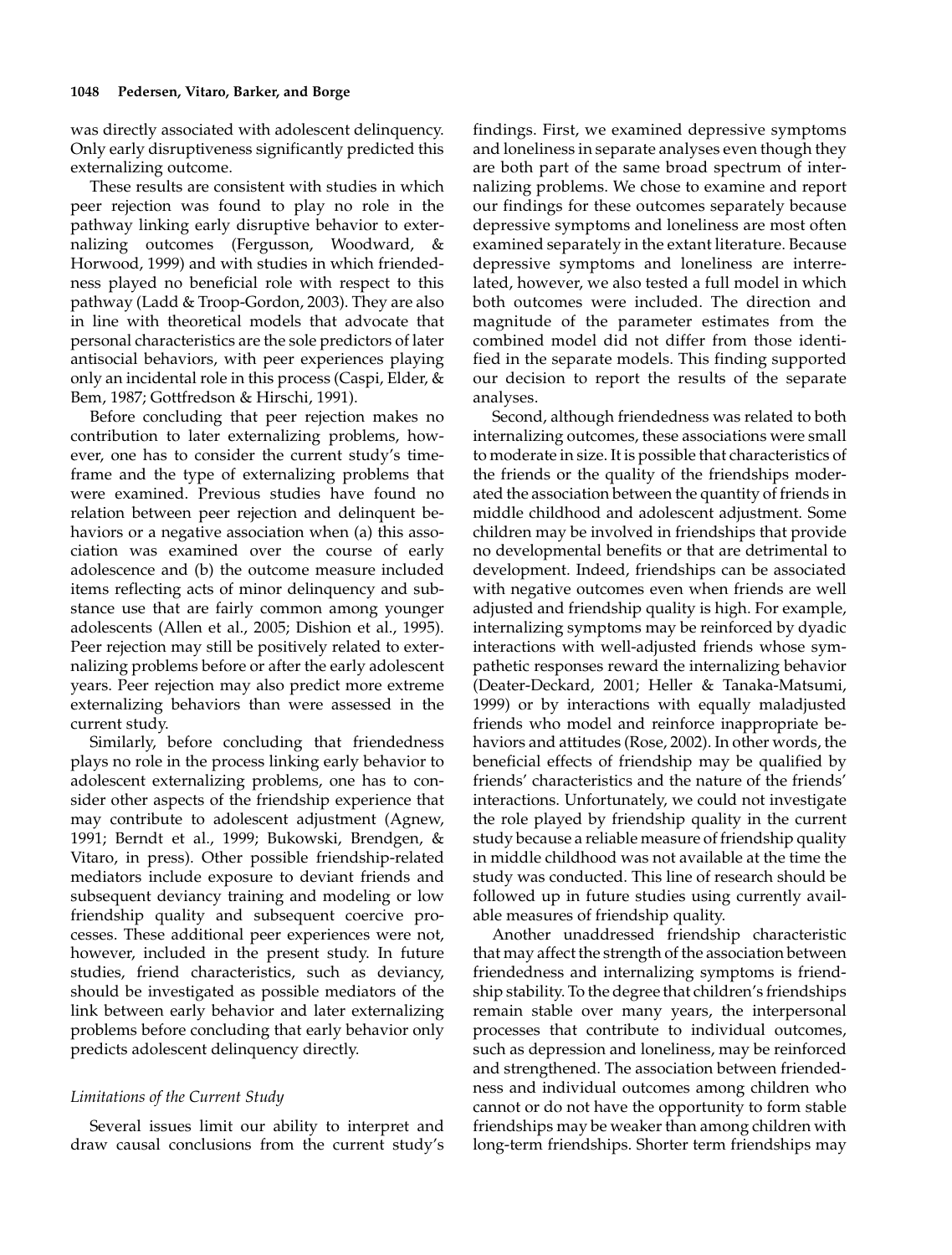was directly associated with adolescent delinquency. Only early disruptiveness significantly predicted this externalizing outcome.

These results are consistent with studies in which peer rejection was found to play no role in the pathway linking early disruptive behavior to externalizing outcomes (Fergusson, Woodward, & Horwood, 1999) and with studies in which friendedness played no beneficial role with respect to this pathway (Ladd & Troop-Gordon, 2003). They are also in line with theoretical models that advocate that personal characteristics are the sole predictors of later antisocial behaviors, with peer experiences playing only an incidental role in this process (Caspi, Elder, & Bem, 1987; Gottfredson & Hirschi, 1991).

Before concluding that peer rejection makes no contribution to later externalizing problems, however, one has to consider the current study's timeframe and the type of externalizing problems that were examined. Previous studies have found no relation between peer rejection and delinquent behaviors or a negative association when (a) this association was examined over the course of early adolescence and (b) the outcome measure included items reflecting acts of minor delinquency and substance use that are fairly common among younger adolescents (Allen et al., 2005; Dishion et al., 1995). Peer rejection may still be positively related to externalizing problems before or after the early adolescent years. Peer rejection may also predict more extreme externalizing behaviors than were assessed in the current study.

Similarly, before concluding that friendedness plays no role in the process linking early behavior to adolescent externalizing problems, one has to consider other aspects of the friendship experience that may contribute to adolescent adjustment (Agnew, 1991; Berndt et al., 1999; Bukowski, Brendgen, & Vitaro, in press). Other possible friendship-related mediators include exposure to deviant friends and subsequent deviancy training and modeling or low friendship quality and subsequent coercive processes. These additional peer experiences were not, however, included in the present study. In future studies, friend characteristics, such as deviancy, should be investigated as possible mediators of the link between early behavior and later externalizing problems before concluding that early behavior only predicts adolescent delinquency directly.

### *Limitations of the Current Study*

Several issues limit our ability to interpret and draw causal conclusions from the current study's findings. First, we examined depressive symptoms and loneliness in separate analyses even though they are both part of the same broad spectrum of internalizing problems. We chose to examine and report our findings for these outcomes separately because depressive symptoms and loneliness are most often examined separately in the extant literature. Because depressive symptoms and loneliness are interrelated, however, we also tested a full model in which both outcomes were included. The direction and magnitude of the parameter estimates from the combined model did not differ from those identified in the separate models. This finding supported our decision to report the results of the separate analyses.

Second, although friendedness was related to both internalizing outcomes, these associations were small to moderate in size. It is possible that characteristics of the friends or the quality of the friendships moderated the association between the quantity of friends in middle childhood and adolescent adjustment. Some children may be involved in friendships that provide no developmental benefits or that are detrimental to development. Indeed, friendships can be associated with negative outcomes even when friends are well adjusted and friendship quality is high. For example, internalizing symptoms may be reinforced by dyadic interactions with well-adjusted friends whose sympathetic responses reward the internalizing behavior (Deater-Deckard, 2001; Heller & Tanaka-Matsumi, 1999) or by interactions with equally maladjusted friends who model and reinforce inappropriate behaviors and attitudes (Rose, 2002). In other words, the beneficial effects of friendship may be qualified by friends' characteristics and the nature of the friends' interactions. Unfortunately, we could not investigate the role played by friendship quality in the current study because a reliable measure of friendship quality in middle childhood was not available at the time the study was conducted. This line of research should be followed up in future studies using currently available measures of friendship quality.

Another unaddressed friendship characteristic that may affect the strength of the association between friendedness and internalizing symptoms is friendship stability. To the degree that children's friendships remain stable over many years, the interpersonal processes that contribute to individual outcomes, such as depression and loneliness, may be reinforced and strengthened. The association between friendedness and individual outcomes among children who cannot or do not have the opportunity to form stable friendships may be weaker than among children with long-term friendships. Shorter term friendships may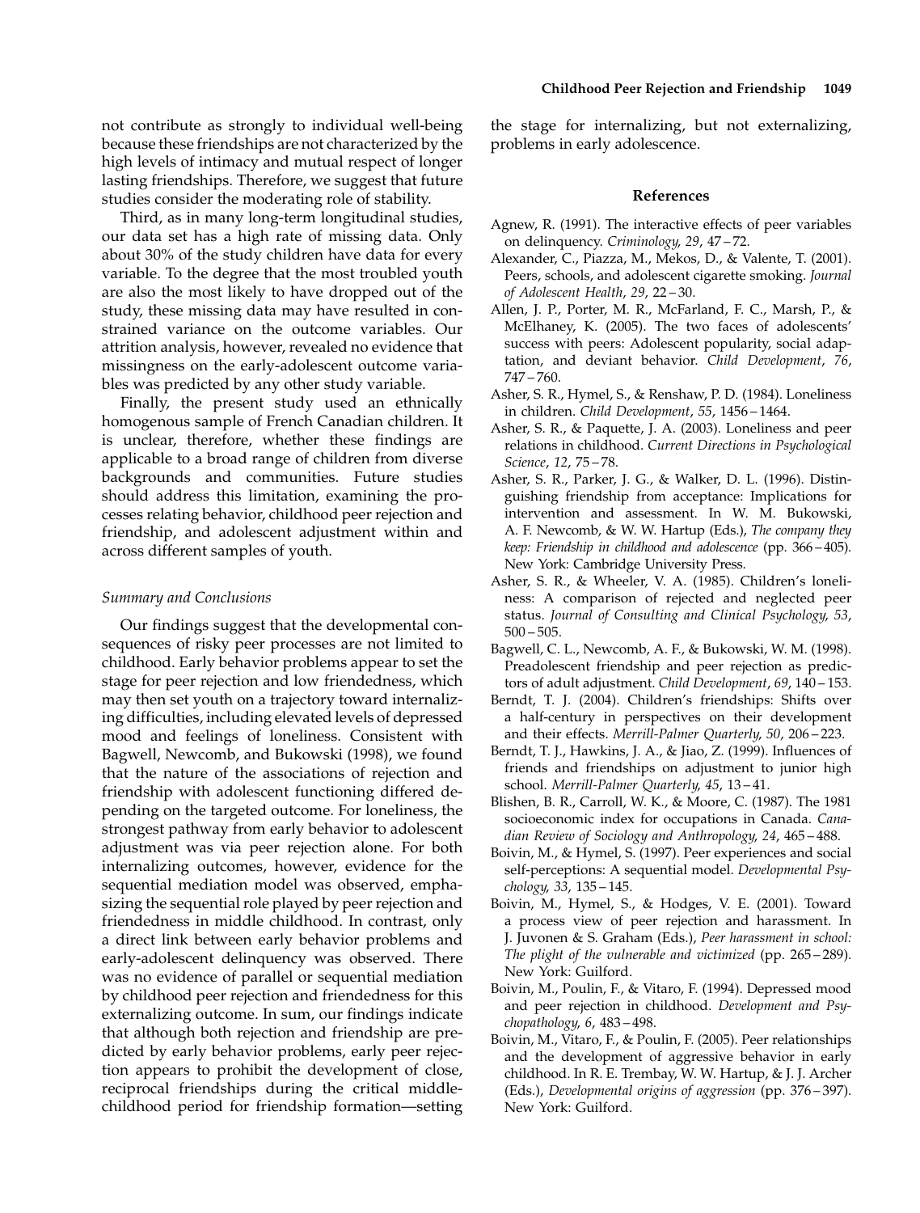not contribute as strongly to individual well-being because these friendships are not characterized by the high levels of intimacy and mutual respect of longer lasting friendships. Therefore, we suggest that future studies consider the moderating role of stability.

Third, as in many long-term longitudinal studies, our data set has a high rate of missing data. Only about 30% of the study children have data for every variable. To the degree that the most troubled youth are also the most likely to have dropped out of the study, these missing data may have resulted in constrained variance on the outcome variables. Our attrition analysis, however, revealed no evidence that missingness on the early-adolescent outcome variables was predicted by any other study variable.

Finally, the present study used an ethnically homogenous sample of French Canadian children. It is unclear, therefore, whether these findings are applicable to a broad range of children from diverse backgrounds and communities. Future studies should address this limitation, examining the processes relating behavior, childhood peer rejection and friendship, and adolescent adjustment within and across different samples of youth.

*Summary and Conclusions*

Our findings suggest that the developmental consequences of risky peer processes are not limited to childhood. Early behavior problems appear to set the stage for peer rejection and low friendedness, which may then set youth on a trajectory toward internalizing difficulties, including elevated levels of depressed mood and feelings of loneliness. Consistent with Bagwell, Newcomb, and Bukowski (1998), we found that the nature of the associations of rejection and friendship with adolescent functioning differed depending on the targeted outcome. For loneliness, the strongest pathway from early behavior to adolescent adjustment was via peer rejection alone. For both internalizing outcomes, however, evidence for the sequential mediation model was observed, emphasizing the sequential role played by peer rejection and friendedness in middle childhood. In contrast, only a direct link between early behavior problems and early-adolescent delinquency was observed. There was no evidence of parallel or sequential mediation by childhood peer rejection and friendedness for this externalizing outcome. In sum, our findings indicate that although both rejection and friendship are predicted by early behavior problems, early peer rejection appears to prohibit the development of close, reciprocal friendships during the critical middle-childhood period for friendship formation—setting the stage for internalizing, but not externalizing, problems in early adolescence.

## References

Agnew, R. (1991). The interactive effects of peer variables on delinquency. *Criminology*, *29*, 47–72.

Alexander, C., Piazza, M., Mekos, D., & Valente, T. (2001). Peers, schools, and adolescent cigarette smoking. *Journal of Adolescent Health*, *29*, 22–30.

Allen, J. P., Porter, M. R., McFarland, F. C., Marsh, P., & McElhaney, K. (2005). The two faces of adolescents' success with peers: Adolescent popularity, social adaptation, and deviant behavior. *Child Development*, *76*, 747–760.

Asher, S. R., Hymel, S., & Renshaw, P. D. (1984). Loneliness in children. *Child Development*, *55*, 1456–1464.

Asher, S. R., & Paquette, J. A. (2003). Loneliness and peer relations in childhood. *Current Directions in Psychological Science*, *12*, 75–78.

Asher, S. R., Parker, J. G., & Walker, D. L. (1996). Distinguishing friendship from acceptance: Implications for intervention and assessment. In W. M. Bukowski, A. F. Newcomb, & W. W. Hartup (Eds.), *The company they keep: Friendship in childhood and adolescence* (pp. 366–405). New York: Cambridge University Press.

Asher, S. R., & Wheeler, V. A. (1985). Children's loneliness: A comparison of rejected and neglected peer status. *Journal of Consulting and Clinical Psychology*, *53*, 500–505.

Bagwell, C. L., Newcomb, A. F., & Bukowski, W. M. (1998). Preadolescent friendship and peer rejection as predictors of adult adjustment. *Child Development*, *69*, 140–153.

Berndt, T. J. (2004). Children's friendships: Shifts over a half-century in perspectives on their development and their effects. *Merrill-Palmer Quarterly*, *50*, 206–223.

Berndt, T. J., Hawkins, J. A., & Jiao, Z. (1999). Influences of friends and friendships on adjustment to junior high school. *Merrill-Palmer Quarterly*, *45*, 13–41.

Blishen, B. R., Carroll, W. K., & Moore, C. (1987). The 1981 socioeconomic index for occupations in Canada. *Canadian Review of Sociology and Anthropology*, *24*, 465–488.

Boivin, M., & Hymel, S. (1997). Peer experiences and social self-perceptions: A sequential model. *Developmental Psychology*, *33*, 135–145.

Boivin, M., Hymel, S., & Hodges, V. E. (2001). Toward a process view of peer rejection and harassment. In J. Juvonen & S. Graham (Eds.), *Peer harassment in school: The plight of the vulnerable and victimized* (pp. 265–289). New York: Guilford.

Boivin, M., Poulin, F., & Vitaro, F. (1994). Depressed mood and peer rejection in childhood. *Development and Psychopathology*, *6*, 483–498.

Boivin, M., Vitaro, F., & Poulin, F. (2005). Peer relationships and the development of aggressive behavior in early childhood. In R. E. Tremblay, W. W. Hartup, & J. J. Archer (Eds.), *Developmental origins of aggression* (pp. 376–397). New York: Guilford.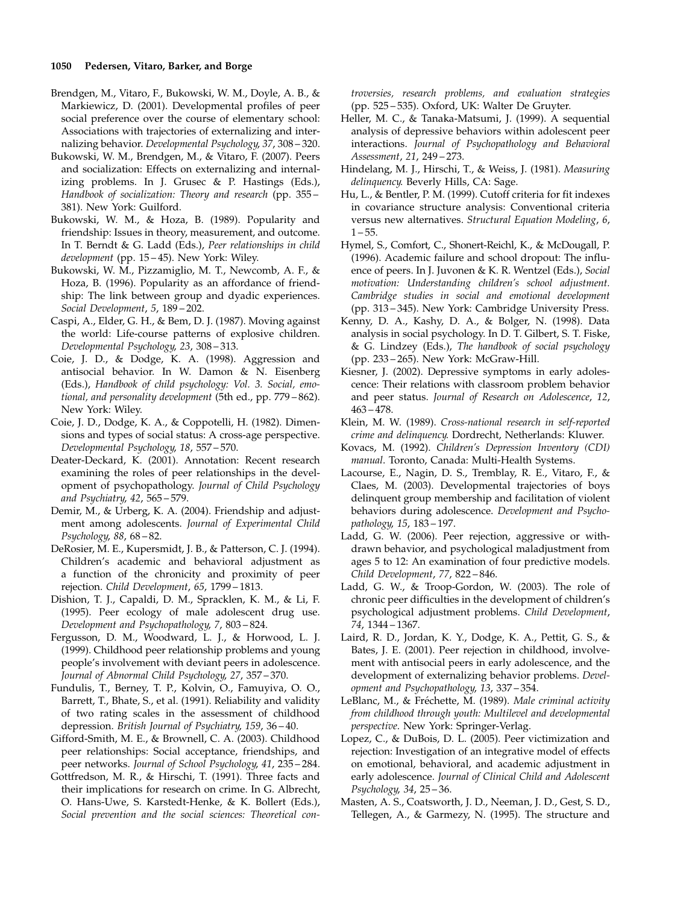Brendgen, M., Vitaro, F., Bukowski, W. M., Doyle, A. B., & Markiewicz, D. (2001). Developmental profiles of peer social preference over the course of elementary school: Associations with trajectories of externalizing and internalizing behavior. *Developmental Psychology, 37*, 308 – 320.

Bukowski, W. M., Brendgen, M., & Vitaro, F. (2007). Peers and socialization: Effects on externalizing and internalizing problems. In J. Grusec & P. Hastings (Eds.), *Handbook of socialization: Theory and research* (pp. 355 – 381). New York: Guilford.

Bukowski, W. M., & Hoza, B. (1989). Popularity and friendship: Issues in theory, measurement, and outcome. In T. Berndt & G. Ladd (Eds.), *Peer relationships in child development* (pp. 15 – 45). New York: Wiley.

Bukowski, W. M., Pizzamiglio, M. T., Newcomb, A. F., & Hoza, B. (1996). Popularity as an affordance of friendship: The link between group and dyadic experiences. *Social Development*, *5*, 189 – 202.

Caspi, A., Elder, G. H., & Bem, D. J. (1987). Moving against the world: Life-course patterns of explosive children. *Developmental Psychology, 23*, 308 – 313.

Coie, J. D., & Dodge, K. A. (1998). Aggression and antisocial behavior. In W. Damon & N. Eisenberg (Eds.), *Handbook of child psychology: Vol. 3. Social, emotional, and personality development* (5th ed., pp. 779 – 862). New York: Wiley.

Coie, J. D., Dodge, K. A., & Coppotelli, H. (1982). Dimensions and types of social status: A cross-age perspective. *Developmental Psychology, 18*, 557 – 570.

Deater-Deckard, K. (2001). Annotation: Recent research examining the roles of peer relationships in the development of psychopathology. *Journal of Child Psychology and Psychiatry, 42*, 565 – 579.

Demir, M., & Urberg, K. A. (2004). Friendship and adjustment among adolescents. *Journal of Experimental Child Psychology, 88*, 68 – 82.

DeRosier, M. E., Kupersmidt, J. B., & Patterson, C. J. (1994). Children's academic and behavioral adjustment as a function of the chronicity and proximity of peer rejection. *Child Development*, *65*, 1799 – 1813.

Dishion, T. J., Capaldi, D. M., Spracklen, K. M., & Li, F. (1995). Peer ecology of male adolescent drug use. *Development and Psychopathology, 7*, 803 – 824.

Fergusson, D. M., Woodward, L. J., & Horwood, L. J. (1999). Childhood peer relationship problems and young people's involvement with deviant peers in adolescence. *Journal of Abnormal Child Psychology, 27*, 357 – 370.

Fundulis, T., Berney, T. P., Kolvin, O., Famuyiva, O. O., Barrett, T., Bhate, S., et al. (1991). Reliability and validity of two rating scales in the assessment of childhood depression. *British Journal of Psychiatry, 159*, 36 – 40.

Gifford-Smith, M. E., & Brownell, C. A. (2003). Childhood peer relationships: Social acceptance, friendships, and peer networks. *Journal of School Psychology, 41*, 235 – 284.

Gottfredson, M. R., & Hirschi, T. (1991). Three facts and their implications for research on crime. In G. Albrecht, O. Hans-Uwe, S. Karstedt-Henke, & K. Bollert (Eds.), *Social prevention and the social sciences: Theoretical controversies, research problems, and evaluation strategies* (pp. 525 – 535). Oxford, UK: Walter De Gruyter.

Heller, M. C., & Tanaka-Matsumi, J. (1999). A sequential analysis of depressive behaviors within adolescent peer interactions. *Journal of Psychopathology and Behavioral Assessment*, *21*, 249 – 273.

Hindelang, M. J., Hirschi, T., & Weiss, J. (1981). *Measuring delinquency.* Beverly Hills, CA: Sage.

Hu, L., & Bentler, P. M. (1999). Cutoff criteria for fit indexes in covariance structure analysis: Conventional criteria versus new alternatives. *Structural Equation Modeling*, *6*, 1 – 55.

Hymel, S., Comfort, C., Shonert-Reichl, K., & McDougall, P. (1996). Academic failure and school dropout: The influence of peers. In J. Juvonen & K. R. Wentzel (Eds.), *Social motivation: Understanding children's school adjustment. Cambridge studies in social and emotional development* (pp. 313 – 345). New York: Cambridge University Press.

Kenny, D. A., Kashy, D. A., & Bolger, N. (1998). Data analysis in social psychology. In D. T. Gilbert, S. T. Fiske, & G. Lindzey (Eds.), *The handbook of social psychology* (pp. 233 – 265). New York: McGraw-Hill.

Kiesner, J. (2002). Depressive symptoms in early adolescence: Their relations with classroom problem behavior and peer status. *Journal of Research on Adolescence*, *12*, 463 – 478.

Klein, M. W. (1989). *Cross-national research in self-reported crime and delinquency.* Dordrecht, Netherlands: Kluwer.

Kovacs, M. (1992). *Children's Depression Inventory (CDI) manual*. Toronto, Canada: Multi-Health Systems.

Lacourse, E., Nagin, D. S., Tremblay, R. E., Vitaro, F., & Claes, M. (2003). Developmental trajectories of boys delinquent group membership and facilitation of violent behaviors during adolescence. *Development and Psychopathology, 15*, 183 – 197.

Ladd, G. W. (2006). Peer rejection, aggressive or withdrawn behavior, and psychological maladjustment from ages 5 to 12: An examination of four predictive models. *Child Development*, *77*, 822 – 846.

Ladd, G. W., & Troop-Gordon, W. (2003). The role of chronic peer difficulties in the development of children's psychological adjustment problems. *Child Development*, *74*, 1344 – 1367.

Laird, R. D., Jordan, K. Y., Dodge, K. A., Pettit, G. S., & Bates, J. E. (2001). Peer rejection in childhood, involvement with antisocial peers in early adolescence, and the development of externalizing behavior problems. *Development and Psychopathology, 13*, 337 – 354.

LeBlanc, M., & Fréchette, M. (1989). *Male criminal activity from childhood through youth: Multilevel and developmental perspective*. New York: Springer-Verlag.

Lopez, C., & DuBois, D. L. (2005). Peer victimization and rejection: Investigation of an integrative model of effects on emotional, behavioral, and academic adjustment in early adolescence. *Journal of Clinical Child and Adolescent Psychology, 34*, 25 – 36.

Masten, A. S., Coatsworth, J. D., Neeman, J. D., Gest, S. D., Tellegen, A., & Garmezy, N. (1995). The structure and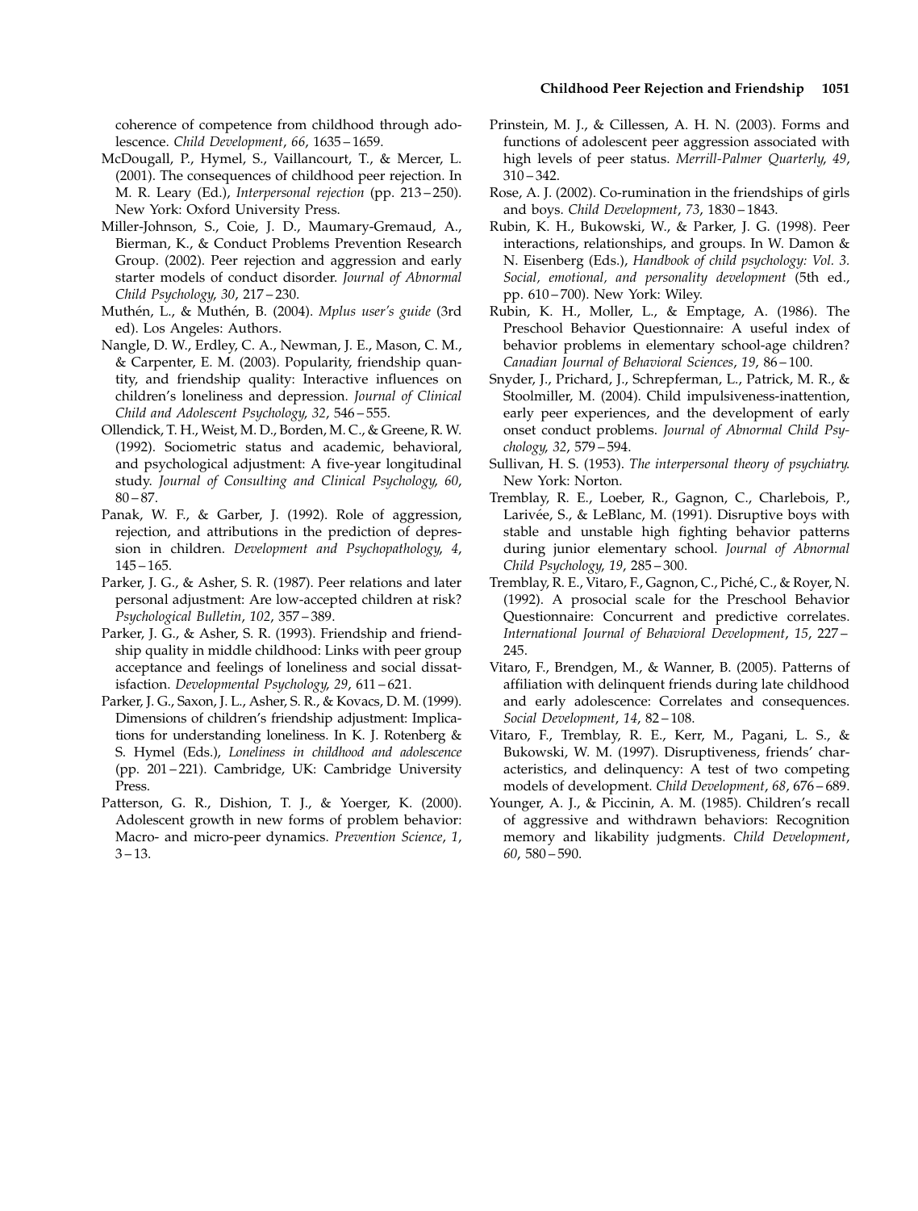coherence of competence from childhood through adolescence. *Child Development*, *66*, 1635 – 1659.

McDougall, P., Hymel, S., Vaillancourt, T., & Mercer, L. (2001). The consequences of childhood peer rejection. In M. R. Leary (Ed.), *Interpersonal rejection* (pp. 213 – 250). New York: Oxford University Press.

Miller-Johnson, S., Coie, J. D., Maumary-Gremaud, A., Bierman, K., & Conduct Problems Prevention Research Group. (2002). Peer rejection and aggression and early starter models of conduct disorder. *Journal of Abnormal Child Psychology*, *30*, 217 – 230.

Muthén, L., & Muthén, B. (2004). *Mplus user's guide* (3rd ed). Los Angeles: Authors.

Nangle, D. W., Erdley, C. A., Newman, J. E., Mason, C. M., & Carpenter, E. M. (2003). Popularity, friendship quantity, and friendship quality: Interactive influences on children's loneliness and depression. *Journal of Clinical Child and Adolescent Psychology*, *32*, 546 – 555.

Ollendick, T. H., Weist, M. D., Borden, M. C., & Greene, R. W. (1992). Sociometric status and academic, behavioral, and psychological adjustment: A five-year longitudinal study. *Journal of Consulting and Clinical Psychology*, *60*, 80 – 87.

Panak, W. F., & Garber, J. (1992). Role of aggression, rejection, and attributions in the prediction of depression in children. *Development and Psychopathology*, *4*, 145 – 165.

Parker, J. G., & Asher, S. R. (1987). Peer relations and later personal adjustment: Are low-accepted children at risk? *Psychological Bulletin*, *102*, 357 – 389.

Parker, J. G., & Asher, S. R. (1993). Friendship and friendship quality in middle childhood: Links with peer group acceptance and feelings of loneliness and social dissatisfaction. *Developmental Psychology*, *29*, 611 – 621.

Parker, J. G., Saxon, J. L., Asher, S. R., & Kovacs, D. M. (1999). Dimensions of children's friendship adjustment: Implications for understanding loneliness. In K. J. Rotenberg & S. Hymel (Eds.), *Loneliness in childhood and adolescence* (pp. 201 – 221). Cambridge, UK: Cambridge University Press.

Patterson, G. R., Dishion, T. J., & Yoerger, K. (2000). Adolescent growth in new forms of problem behavior: Macro- and micro-peer dynamics. *Prevention Science*, *1*, 3 – 13.

Prinstein, M. J., & Cillessen, A. H. N. (2003). Forms and functions of adolescent peer aggression associated with high levels of peer status. *Merrill-Palmer Quarterly*, *49*, 310 – 342.

Rose, A. J. (2002). Co-rumination in the friendships of girls and boys. *Child Development*, *73*, 1830 – 1843.

Rubin, K. H., Bukowski, W., & Parker, J. G. (1998). Peer interactions, relationships, and groups. In W. Damon & N. Eisenberg (Eds.), *Handbook of child psychology: Vol. 3. Social, emotional, and personality development* (5th ed., pp. 610 – 700). New York: Wiley.

Rubin, K. H., Moller, L., & Emptage, A. (1986). The Preschool Behavior Questionnaire: A useful index of behavior problems in elementary school-age children? *Canadian Journal of Behavioral Sciences*, *19*, 86 – 100.

Snyder, J., Prichard, J., Schrepferman, L., Patrick, M. R., & Stoolmiller, M. (2004). Child impulsiveness-inattention, early peer experiences, and the development of early onset conduct problems. *Journal of Abnormal Child Psychology*, *32*, 579 – 594.

Sullivan, H. S. (1953). *The interpersonal theory of psychiatry*. New York: Norton.

Tremblay, R. E., Loeber, R., Gagnon, C., Charlebois, P., Larivée, S., & LeBlanc, M. (1991). Disruptive boys with stable and unstable high fighting behavior patterns during junior elementary school. *Journal of Abnormal Child Psychology*, *19*, 285 – 300.

Tremblay, R. E., Vitaro, F., Gagnon, C., Piché, C., & Royer, N. (1992). A prosocial scale for the Preschool Behavior Questionnaire: Concurrent and predictive correlates. *International Journal of Behavioral Development*, *15*, 227 – 245.

Vitaro, F., Brendgen, M., & Wanner, B. (2005). Patterns of affiliation with delinquent friends during late childhood and early adolescence: Correlates and consequences. *Social Development*, *14*, 82 – 108.

Vitaro, F., Tremblay, R. E., Kerr, M., Pagani, L. S., & Bukowski, W. M. (1997). Disruptiveness, friends' characteristics, and delinquency: A test of two competing models of development. *Child Development*, *68*, 676 – 689.

Younger, A. J., & Piccinin, A. M. (1985). Children's recall of aggressive and withdrawn behaviors: Recognition memory and likability judgments. *Child Development*, *60*, 580 – 590.